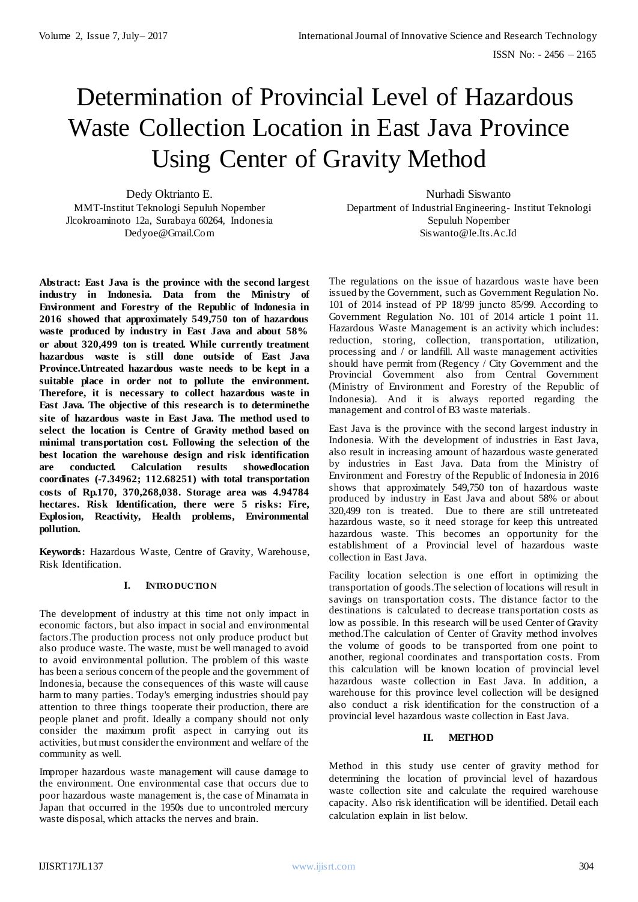# Determination of Provincial Level of Hazardous Waste Collection Location in East Java Province Using Center of Gravity Method

Dedy Oktrianto E.
MMT-Institut Teknologi Sepuluh Nopember
Jlcokroaminoto 12a, Surabaya 60264, Indonesia
Dedyoe@Gmail.Com

Nurhadi Siswanto
Department of Industrial Engineering- Institut Teknologi Sepuluh Nopember
Siswanto@Ie.Its.Ac.Id

**Abstract: East Java is the province with the second largest industry in Indonesia. Data from the Ministry of Environment and Forestry of the Republic of Indonesia in 2016 showed that approximately 549,750 ton of hazardous waste produced by industry in East Java and about 58% or about 320,499 ton is treated. While currently treatment hazardous waste is still done outside of East Java Province.Untreated hazardous waste needs to be kept in a suitable place in order not to pollute the environment. Therefore, it is necessary to collect hazardous waste in East Java. The objective of this research is to determinethe site of hazardous waste in East Java. The method used to select the location is Centre of Gravity method based on minimal transportation cost. Following the selection of the best location the warehouse design and risk identification are conducted. Calculation results showedlocation coordinates (-7.34962; 112.68251) with total transportation costs of Rp.170, 370,268,038. Storage area was 4.94784 hectares. Risk Identification, there were 5 risks: Fire, Explosion, Reactivity, Health problems, Environmental pollution.**

**Keywords:** Hazardous Waste, Centre of Gravity, Warehouse, Risk Identification.

## I. INTRODUCTION

The development of industry at this time not only impact in economic factors, but also impact in social and environmental factors.The production process not only produce product but also produce waste. The waste, must be well managed to avoid to avoid environmental pollution. The problem of this waste has been a serious concern of the people and the government of Indonesia, because the consequences of this waste will cause harm to many parties. Today's emerging industries should pay attention to three things tooperate their production, there are people planet and profit. Ideally a company should not only consider the maximum profit aspect in carrying out its activities, but must considerthe environment and welfare of the community as well.

Improper hazardous waste management will cause damage to the environment. One environmental case that occurs due to poor hazardous waste management is, the case of Minamata in Japan that occurred in the 1950s due to uncontroled mercury waste disposal, which attacks the nerves and brain.

The regulations on the issue of hazardous waste have been issued by the Government, such as Government Regulation No. 101 of 2014 instead of PP 18/99 juncto 85/99. According to Government Regulation No. 101 of 2014 article 1 point 11. Hazardous Waste Management is an activity which includes: reduction, storing, collection, transportation, utilization, processing and / or landfill. All waste management activities should have permit from (Regency / City Government and the Provincial Government also from Central Government (Ministry of Environment and Forestry of the Republic of Indonesia). And it is always reported regarding the management and control of B3 waste materials.

East Java is the province with the second largest industry in Indonesia. With the development of industries in East Java, also result in increasing amount of hazardous waste generated by industries in East Java. Data from the Ministry of Environment and Forestry of the Republic of Indonesia in 2016 shows that approximately 549,750 ton of hazardous waste produced by industry in East Java and about 58% or about 320,499 ton is treated. Due to there are still untreteated hazardous waste, so it need storage for keep this untreated hazardous waste. This becomes an opportunity for the establishment of a Provincial level of hazardous waste collection in East Java.

Facility location selection is one effort in optimizing the transportation of goods.The selection of locations will result in savings on transportation costs. The distance factor to the destinations is calculated to decrease transportation costs as low as possible. In this research will be used Center of Gravity method.The calculation of Center of Gravity method involves the volume of goods to be transported from one point to another, regional coordinates and transportation costs. From this calculation will be known location of provincial level hazardous waste collection in East Java. In addition, a warehouse for this province level collection will be designed also conduct a risk identification for the construction of a provincial level hazardous waste collection in East Java.

## II. METHOD

Method in this study use center of gravity method for determining the location of provincial level of hazardous waste collection site and calculate the required warehouse capacity. Also risk identification will be identified. Detail each calculation explain in list below.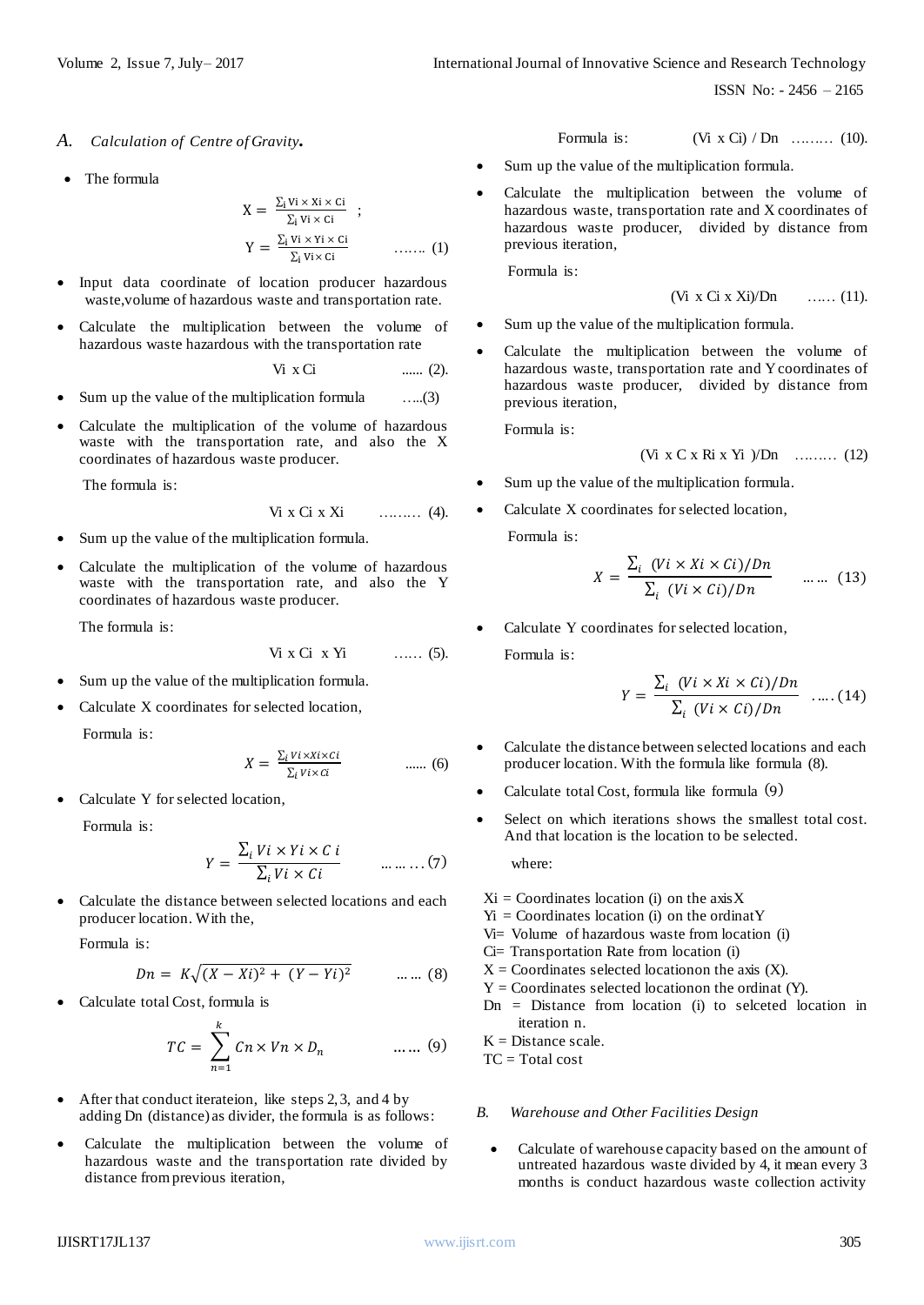### A. *Calculation of Centre of Gravity.*

- The formula

$$X = \frac{\sum_i Vi \times Xi \times Ci}{\sum_i Vi \times Ci} \;;$$

$$Y = \frac{\sum_i Vi \times Yi \times Ci}{\sum_i Vi \times Ci} \quad \ldots\ldots (1)$$

- Input data coordinate of location producer hazardous waste,volume of hazardous waste and transportation rate.
- Calculate the multiplication between the volume of hazardous waste hazardous with the transportation rate

$$Vi \times Ci \quad \ldots\ldots (2).$$

- Sum up the value of the multiplication formula .....(3)
- Calculate the multiplication of the volume of hazardous waste with the transportation rate, and also the X coordinates of hazardous waste producer.

The formula is:

$$Vi \times Ci \times Xi \quad \ldots\ldots (4).$$

- Sum up the value of the multiplication formula.
- Calculate the multiplication of the volume of hazardous waste with the transportation rate, and also the Y coordinates of hazardous waste producer.

The formula is:

$$Vi \times Ci \times Yi \quad \ldots\ldots (5).$$

- Sum up the value of the multiplication formula.
- Calculate X coordinates for selected location,

Formula is:

$$X = \frac{\sum_i Vi \times Xi \times Ci}{\sum_i Vi \times Ci} \quad \ldots\ldots (6)$$

- Calculate Y for selected location,

Formula is:

$$Y = \frac{\sum_i Vi \times Yi \times C\,i}{\sum_i Vi \times Ci} \quad \ldots\ldots (7)$$

- Calculate the distance between selected locations and each producer location. With the,

Formula is:

$$Dn = K\sqrt{(X - Xi)^2 + (Y - Yi)^2} \quad \ldots\ldots (8)$$

- Calculate total Cost, formula is

$$TC = \sum_{n=1}^{k} Cn \times Vn \times D_n \quad \ldots\ldots (9)$$

- After that conduct iterateion, like steps 2, 3, and 4 by adding Dn (distance) as divider, the formula is as follows:
- Calculate the multiplication between the volume of hazardous waste and the transportation rate divided by distance from previous iteration,

Formula is: $(Vi \times Ci) / Dn$ ……… (10).

- Sum up the value of the multiplication formula.
- Calculate the multiplication between the volume of hazardous waste, transportation rate and X coordinates of hazardous waste producer, divided by distance from previous iteration,

Formula is:

$$(Vi \times Ci \times Xi)/Dn \quad \ldots\ldots (11).$$

- Sum up the value of the multiplication formula.
- Calculate the multiplication between the volume of hazardous waste, transportation rate and Y coordinates of hazardous waste producer, divided by distance from previous iteration,

Formula is:

$$(Vi \times C \times Ri \times Yi)/Dn \quad \ldots\ldots (12)$$

- Sum up the value of the multiplication formula.
- Calculate X coordinates for selected location,

Formula is:

$$X = \frac{\sum_i (Vi \times Xi \times Ci)/Dn}{\sum_i (Vi \times Ci)/Dn} \quad \ldots\ldots (13)$$

- Calculate Y coordinates for selected location,

Formula is:

$$Y = \frac{\sum_i (Vi \times Xi \times Ci)/Dn}{\sum_i (Vi \times Ci)/Dn} \quad \ldots\ldots (14)$$

- Calculate the distance between selected locations and each producer location. With the formula like formula (8).
- Calculate total Cost, formula like formula (9)
- Select on which iterations shows the smallest total cost. And that location is the location to be selected.

where:

Xi = Coordinates location (i) on the axis X
Yi = Coordinates location (i) on the ordinat Y
Vi= Volume of hazardous waste from location (i)
Ci= Transportation Rate from location (i)
X = Coordinates selected locationon the axis (X).
Y = Coordinates selected locationon the ordinat (Y).
Dn = Distance from location (i) to selceted location in iteration n.
K = Distance scale.
TC = Total cost

### B. *Warehouse and Other Facilities Design*

- Calculate of warehouse capacity based on the amount of untreated hazardous waste divided by 4, it mean every 3 months is conduct hazardous waste collection activity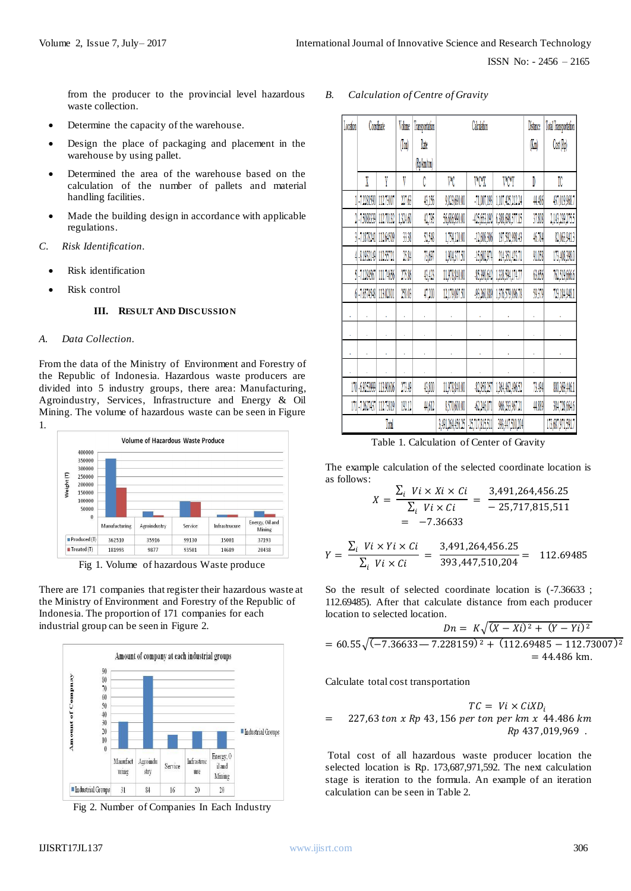from the producer to the provincial level hazardous waste collection.

- Determine the capacity of the warehouse.
- Design the place of packaging and placement in the warehouse by using pallet.
- Determined the area of the warehouse based on the calculation of the number of pallets and material handling facilities.
- Made the building design in accordance with applicable regulations.

*C. Risk Identification.*

- Risk identification
- Risk control

## III. RESULT AND DISCUSSION

*A. Data Collection.*

From the data of the Ministry of Environment and Forestry of the Republic of Indonesia. Hazardous waste producers are divided into 5 industry groups, there area: Manufacturing, Agroindustry, Services, Infrastructure and Energy & Oil Mining. The volume of hazardous waste can be seen in Figure 1.

Volume of Hazardous Waste Produce

| | Manufacturing | Agroindustry | Service | Infrastrucure | Energy, Oil and Mining |
|---|---|---|---|---|---|
| Produced (T) | 362510 | 35916 | 99130 | 15001 | 37193 |
| Treated (T) | 181993 | 9877 | 93501 | 14689 | 20438 |

Fig 1. Volume of hazardous Waste produce

There are 171 companies that register their hazardous waste at the Ministry of Environment and Forestry of the Republic of Indonesia. The proportion of 171 companies for each industrial group can be seen in Figure 2.

Amount of company at each industrial groups

| | Manufacturing | Agroindustry | Service | Infrastructure | Energy, Oil and Mining |
|---|---|---|---|---|---|
| Industrial Groups | 31 | 84 | 16 | 20 | 20 |

Fig 2. Number of Companies In Each Industry

*B. Calculation of Centre of Gravity*

| Location | Coordinate | | Volume (Ton) | Transportation Rate (Rp/ton/km) | Calculation | | | Distance (Km) | Total Transportation Cost (Rp) |
|---|---|---|---|---|---|---|---|---|---|
| | X | Y | V | C | VC | VCX | VCY | D | TC |
| 1 | -7.228159 | 112.73007 | 227.63 | 43,156 | 9,823,659.00 | -71,007,196 | 1,107,425,212.24 | 44.486 | 437,019,968.7 |
| 2 | -7.308333 | 112.70132 | 1,324.60 | 42,795 | 56,686,998.00 | -425,653,193 | 6,388,698,577.15 | 37.808 | 2,143,239,275.5 |
| 3 | -7.187024 | 112.64509 | 33.38 | 52,549 | 1,754,121.00 | -12,606,306 | 197,592,998.43 | 46.784 | 82,063,941.3 |
| 4 | -8.195214 | 112.35721 | 25.84 | 73,697 | 1,904,377.50 | -15,606,974 | 213,971,421.71 | 91.055 | 173,403,390.0 |
| 5 | -7.128456 | 112.71456 | 275.86 | 43,425 | 11,978,840.00 | -85,390,642 | 1,338,594,174.77 | 63.656 | 762,519,666.6 |
| 6 | -7.657484 | 113.02011 | 251.09 | 47,200 | 11,779,097.50 | -90,260,889 | 1,376,579,096.76 | 59.579 | 721,104,940.1 |
| . | . | . | . | . | . | . | . | . | . |
| . | . | . | . | . | . | . | . | . | . |
| . | . | . | . | . | . | . | . | . | . |
| . | . | . | . | . | . | . | . | . | . |
| 170 | -6.9253999 | 113.90606 | 271.49 | 43,800 | 11,978,840.00 | -82,958,257 | 1,364,462,496.51 | 73.494 | 880,369,446.1 |
| 171 | -7.2607437 | 112.75019 | 193.12 | 44,052 | 8,507,600.00 | -61,246,071 | 960,233,967.21 | 44.833 | 394,728,664.6 |
| | Total | | | | 3,491,264,456.25 | -25,717,815,511 | 393,447,510,204 | | 173,687,971,592.7 |

Table 1. Calculation of Center of Gravity

The example calculation of the selected coordinate location is as follows:

$$X = \frac{\sum_i \; Vi \times Xi \times Ci}{\sum_i \; Vi \times Ci} = \frac{3{,}491{,}264{,}456.25}{-25{,}717{,}815{,}511} = -7.36633$$

$$Y = \frac{\sum_i \; Vi \times Yi \times Ci}{\sum_i \; Vi \times Ci} = \frac{3{,}491{,}264{,}456.25}{393{,}447{,}510{,}204} = 112.69485$$

So the result of selected coordinate location is (-7.36633 ; 112.69485). After that calculate distance from each producer location to selected location.

$$Dn = K\sqrt{(X - Xi)^2 + (Y - Yi)^2}$$

$$= 60.55\sqrt{(-7.36633 - 7.228159)^2 + (112.69485 - 112.73007)^2} = 44.486 \text{ km.}$$

Calculate total cost transportation

$$TC = Vi \times CiXD_i$$

$$= 227{,}63 \; ton \; x \; Rp \; 43{,}156 \; per \; ton \; per \; km \; x \; 44.486 \; km \; Rp \; 437{,}019{,}969 \; .$$

Total cost of all hazardous waste producer location the selected location is Rp. 173,687,971,592. The next calculation stage is iteration to the formula. An example of an iteration calculation can be seen in Table 2.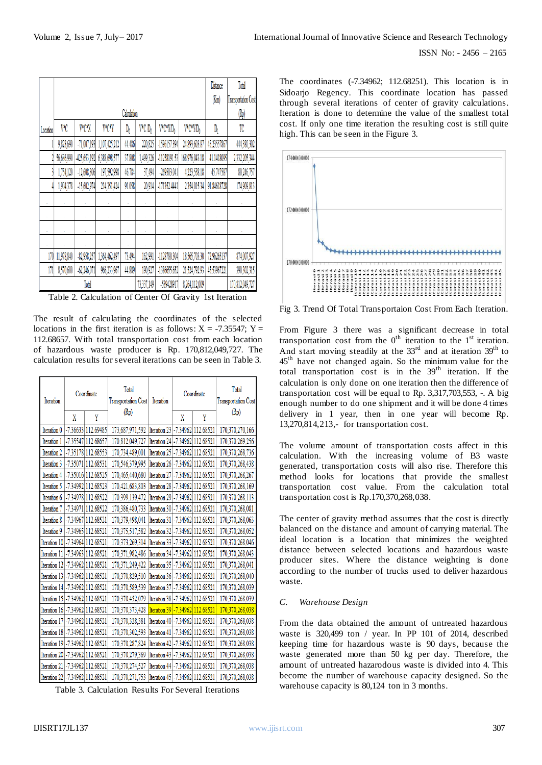| Location | Calculation | | | | | | | Distance (Km) | Total Transportation Cost (Rp) |
|---|---|---|---|---|---|---|---|---|---|
| | V*C | V*C*X | V*C*Y | $D_i$ | V*C/$D_i$ | V*C*X/$D_i$ | V*C*Y/$D_i$ | $D_i$ | TC |
| 1 | 9,823,690 | -71,007,193 | 1,107,425,212 | 44.486 | 220,825 | -1596157.394 | 24,893,603.87 | 45.23557867 | 444,380,302 |
| 2 | 56,686,990 | -425,653,192 | 6,388,698,577 | 37.808 | 1,499,326 | -11258191.53 | 168,976,045.18 | 41.1418095 | 2,332,205,344 |
| 3 | 1,754,120 | -12,608,306 | 197,592,998 | 46.784 | 37,494 | -269503.041 | 4,223,558.18 | 45.747587 | 80,246,757 |
| 4 | 1,904,378 | -15,602,974 | 214,351,424 | 91.058 | 20,914 | -171352.4441 | 2,354,015.34 | 91.84618728 | 174,909,813 |
| . | . | . | . | . | . | . | . | . | . |
| . | . | . | . | . | . | . | . | . | . |
| . | . | . | . | . | . | . | . | . | . |
| . | . | . | . | . | . | . | . | . | . |
| 170 | 11,978,840 | -82,958,257 | 1,364,462,497 | 73.494 | 162,991 | -1128780.304 | 18,565,703.30 | 72.9626137 | 874,007,927 |
| 171 | 8,570,600 | -62,246,071 | 966,233,967 | 44.889 | 189,927 | -1386655.652 | 21,524,792.93 | 45.53967221 | 390,302,315 |
| Total | | | | | 73,337,149 | -539428917 | 8,264,112,009 | | 170,812,049,727 |

Table 2. Calculation of Center Of Gravity 1st Iteration

The result of calculating the coordinates of the selected locations in the first iteration is as follows: X = -7.35547; Y = 112.68657. With total transportation cost from each location of hazardous waste producer is Rp. 170,812,049,727. The calculation results for several iterations can be seen in Table 3.

| Iteration | Coordinate | | Total Transportation Cost (Rp) | Iteration | Coordinate | | Total Transportation Cost (Rp) |
|---|---|---|---|---|---|---|---|
| | X | Y | | | X | Y | |
| Iteration 0 | -7.36633 | 112.69485 | 173,687,971,592 | Iteration 23 | -7.34962 | 112.68521 | 170,370,270,166 |
| Iteration 1 | -7.35547 | 112.68657 | 170,812,049,727 | Iteration 24 | -7.34962 | 112.68521 | 170,370,269,256 |
| Iteration 2 | -7.35178 | 112.68553 | 170,734,489,001 | Iteration 25 | -7.34962 | 112.68521 | 170,370,268,736 |
| Iteration 3 | -7.35071 | 112.68531 | 170,546,379,995 | Iteration 26 | -7.34962 | 112.68521 | 170,370,268,438 |
| Iteration 4 | -7.35016 | 112.68525 | 170,465,440,680 | Iteration 27 | -7.34962 | 112.68521 | 170,370,268,267 |
| Iteration 5 | -7.34992 | 112.68523 | 170,421,683,803 | Iteration 28 | -7.34962 | 112.68521 | 170,370,268,169 |
| Iteration 6 | -7.34978 | 112.68522 | 170,399,139,472 | Iteration 29 | -7.34962 | 112.68521 | 170,370,268,113 |
| Iteration 7 | -7.34971 | 112.68522 | 170,386,480,733 | Iteration 30 | -7.34962 | 112.68521 | 170,370,268,081 |
| Iteration 8 | -7.34967 | 112.68521 | 170,379,498,041 | Iteration 31 | -7.34962 | 112.68521 | 170,370,268,063 |
| Iteration 9 | -7.34965 | 112.68521 | 170,375,517,582 | Iteration 32 | -7.34962 | 112.68521 | 170,370,268,052 |
| Iteration 10 | -7.34964 | 112.68521 | 170,373,269,314 | Iteration 33 | -7.34962 | 112.68521 | 170,370,268,046 |
| Iteration 11 | -7.34963 | 112.68521 | 170,371,982,486 | Iteration 34 | -7.34962 | 112.68521 | 170,370,268,043 |
| Iteration 12 | -7.34962 | 112.68521 | 170,371,249,422 | Iteration 35 | -7.34962 | 112.68521 | 170,370,268,041 |
| Iteration 13 | -7.34962 | 112.68521 | 170,370,829,510 | Iteration 36 | -7.34962 | 112.68521 | 170,370,268,040 |
| Iteration 14 | -7.34962 | 112.68521 | 170,370,589,539 | Iteration 37 | -7.34962 | 112.68521 | 170,370,268,039 |
| Iteration 15 | -7.34962 | 112.68521 | 170,370,452,079 | Iteration 38 | -7.34962 | 112.68521 | 170,370,268,039 |
| Iteration 16 | -7.34962 | 112.68521 | 170,370,373,428 | Iteration 39 | -7.34962 | 112.68521 | 170,370,268,038 |
| Iteration 17 | -7.34962 | 112.68521 | 170,370,328,381 | Iteration 40 | -7.34962 | 112.68521 | 170,370,268,038 |
| Iteration 18 | -7.34962 | 112.68521 | 170,370,302,593 | Iteration 41 | -7.34962 | 112.68521 | 170,370,268,038 |
| Iteration 19 | -7.34962 | 112.68521 | 170,370,287,824 | Iteration 42 | -7.34962 | 112.68521 | 170,370,268,038 |
| Iteration 20 | -7.34962 | 112.68521 | 170,370,279,369 | Iteration 43 | -7.34962 | 112.68521 | 170,370,268,038 |
| Iteration 21 | -7.34962 | 112.68521 | 170,370,274,527 | Iteration 44 | -7.34962 | 112.68521 | 170,370,268,038 |
| Iteration 22 | -7.34962 | 112.68521 | 170,370,271,753 | Iteration 45 | -7.34962 | 112.68521 | 170,370,268,038 |

Table 3. Calculation Results For Several Iterations

The coordinates (-7.34962; 112.68251). This location is in Sidoarjo Regency. This coordinate location has passed through several iterations of center of gravity calculations. Iteration is done to determine the value of the smallest total cost. If only one time iteration the resulting cost is still quite high. This can be seen in the Figure 3.

Fig 3. Trend Of Total Transportaion Cost From Each Iteration.

From Figure 3 there was a significant decrease in total transportation cost from the 0[th] iteration to the 1[st] iteration. And start moving steadily at the 33[rd] and at iteration 39[th] to 45[th] have not changed again. So the minimum value for the total transportation cost is in the 39[th] iteration. If the calculation is only done on one iteration then the difference of transportation cost will be equal to Rp. 3,317,703,553, -. A big enough number to do one shipment and it will be done 4 times delivery in 1 year, then in one year will become Rp. 13,270,814,213,- for transportation cost.

The volume amount of transportation costs affect in this calculation. With the increasing volume of B3 waste generated, transportation costs will also rise. Therefore this method looks for locations that provide the smallest transportation cost value. From the calculation total transportation cost is Rp.170,370,268,038.

The center of gravity method assumes that the cost is directly balanced on the distance and amount of carrying material. The ideal location is a location that minimizes the weighted distance between selected locations and hazardous waste producer sites. Where the distance weighting is done according to the number of trucks used to deliver hazardous waste.

### *C. Warehouse Design*

From the data obtained the amount of untreated hazardous waste is 320,499 ton / year. In PP 101 of 2014, described keeping time for hazardous waste is 90 days, because the waste generated more than 50 kg per day. Therefore, the amount of untreated hazarodous waste is divided into 4. This become the number of warehouse capacity designed. So the warehouse capacity is 80,124 ton in 3 months.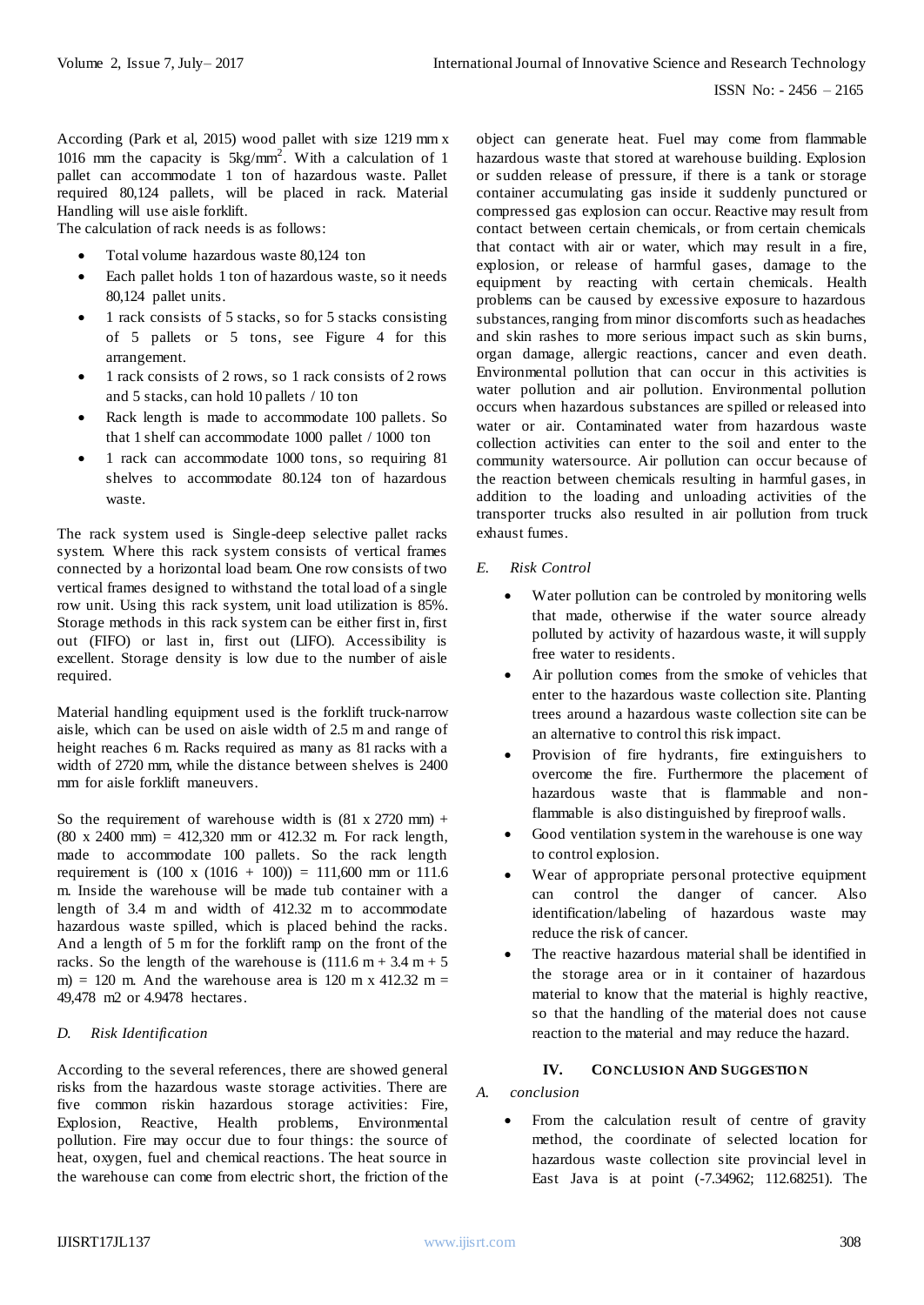According (Park et al, 2015) wood pallet with size 1219 mm x 1016 mm the capacity is $5kg/mm^2$. With a calculation of 1 pallet can accommodate 1 ton of hazardous waste. Pallet required 80,124 pallets, will be placed in rack. Material Handling will use aisle forklift.

The calculation of rack needs is as follows:

- Total volume hazardous waste 80,124 ton
- Each pallet holds 1 ton of hazardous waste, so it needs 80,124 pallet units.
- 1 rack consists of 5 stacks, so for 5 stacks consisting of 5 pallets or 5 tons, see Figure 4 for this arrangement.
- 1 rack consists of 2 rows, so 1 rack consists of 2 rows and 5 stacks, can hold 10 pallets / 10 ton
- Rack length is made to accommodate 100 pallets. So that 1 shelf can accommodate 1000 pallet / 1000 ton
- 1 rack can accommodate 1000 tons, so requiring 81 shelves to accommodate 80.124 ton of hazardous waste.

The rack system used is Single-deep selective pallet racks system. Where this rack system consists of vertical frames connected by a horizontal load beam. One row consists of two vertical frames designed to withstand the total load of a single row unit. Using this rack system, unit load utilization is 85%. Storage methods in this rack system can be either first in, first out (FIFO) or last in, first out (LIFO). Accessibility is excellent. Storage density is low due to the number of aisle required.

Material handling equipment used is the forklift truck-narrow aisle, which can be used on aisle width of 2.5 m and range of height reaches 6 m. Racks required as many as 81 racks with a width of 2720 mm, while the distance between shelves is 2400 mm for aisle forklift maneuvers.

So the requirement of warehouse width is (81 x 2720 mm) + (80 x 2400 mm) = 412,320 mm or 412.32 m. For rack length, made to accommodate 100 pallets. So the rack length requirement is (100 x (1016 + 100)) = 111,600 mm or 111.6 m. Inside the warehouse will be made tub container with a length of 3.4 m and width of 412.32 m to accommodate hazardous waste spilled, which is placed behind the racks. And a length of 5 m for the forklift ramp on the front of the racks. So the length of the warehouse is (111.6 m + 3.4 m + 5 m) = 120 m. And the warehouse area is 120 m x 412.32 m = 49,478 m2 or 4.9478 hectares.

### *D. Risk Identification*

According to the several references, there are showed general risks from the hazardous waste storage activities. There are five common riskin hazardous storage activities: Fire, Explosion, Reactive, Health problems, Environmental pollution. Fire may occur due to four things: the source of heat, oxygen, fuel and chemical reactions. The heat source in the warehouse can come from electric short, the friction of the object can generate heat. Fuel may come from flammable hazardous waste that stored at warehouse building. Explosion or sudden release of pressure, if there is a tank or storage container accumulating gas inside it suddenly punctured or compressed gas explosion can occur. Reactive may result from contact between certain chemicals, or from certain chemicals that contact with air or water, which may result in a fire, explosion, or release of harmful gases, damage to the equipment by reacting with certain chemicals. Health problems can be caused by excessive exposure to hazardous substances, ranging from minor discomforts such as headaches and skin rashes to more serious impact such as skin burns, organ damage, allergic reactions, cancer and even death. Environmental pollution that can occur in this activities is water pollution and air pollution. Environmental pollution occurs when hazardous substances are spilled or released into water or air. Contaminated water from hazardous waste collection activities can enter to the soil and enter to the community watersource. Air pollution can occur because of the reaction between chemicals resulting in harmful gases, in addition to the loading and unloading activities of the transporter trucks also resulted in air pollution from truck exhaust fumes.

### *E. Risk Control*

- Water pollution can be controled by monitoring wells that made, otherwise if the water source already polluted by activity of hazardous waste, it will supply free water to residents.
- Air pollution comes from the smoke of vehicles that enter to the hazardous waste collection site. Planting trees around a hazardous waste collection site can be an alternative to control this risk impact.
- Provision of fire hydrants, fire extinguishers to overcome the fire. Furthermore the placement of hazardous waste that is flammable and non-flammable is also distinguished by fireproof walls.
- Good ventilation system in the warehouse is one way to control explosion.
- Wear of appropriate personal protective equipment can control the danger of cancer. Also identification/labeling of hazardous waste may reduce the risk of cancer.
- The reactive hazardous material shall be identified in the storage area or in it container of hazardous material to know that the material is highly reactive, so that the handling of the material does not cause reaction to the material and may reduce the hazard.

## IV. Conclusion And Suggestion

### *A. conclusion*

- From the calculation result of centre of gravity method, the coordinate of selected location for hazardous waste collection site provincial level in East Java is at point (-7.34962; 112.68251). The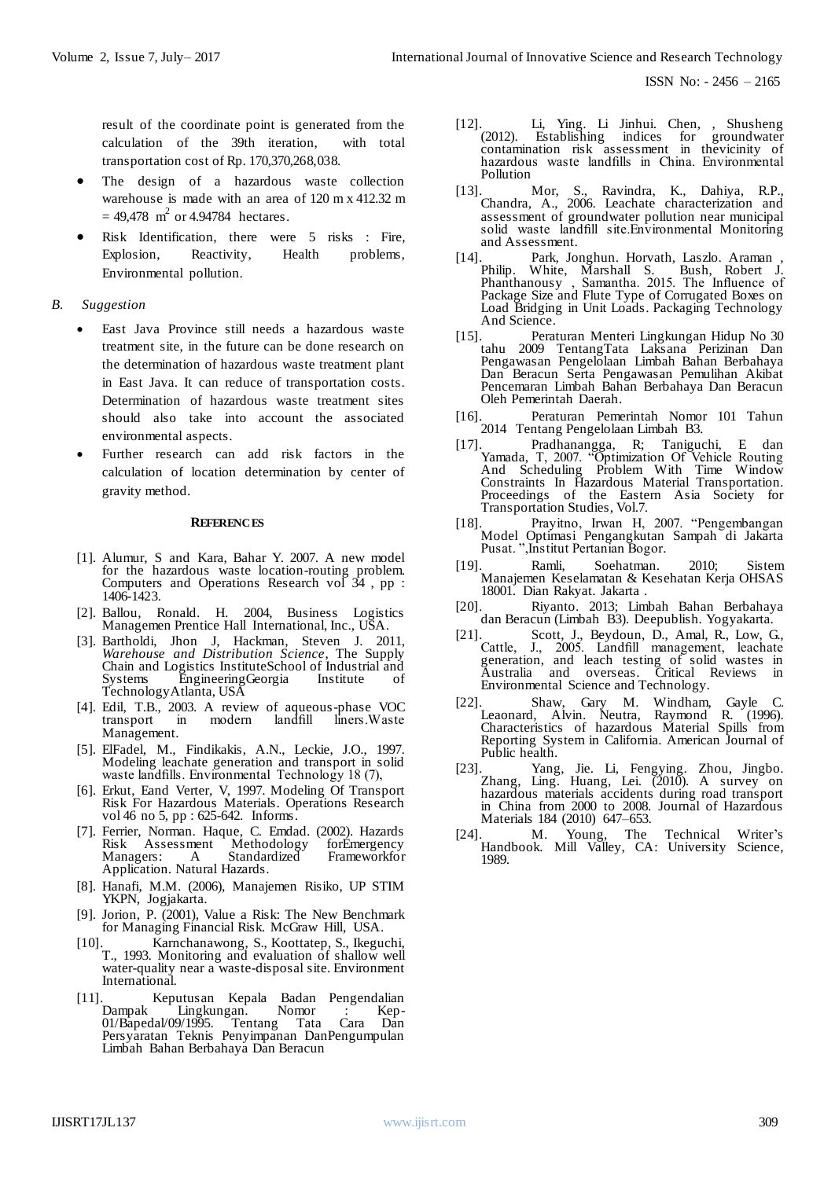result of the coordinate point is generated from the calculation of the 39th iteration, with total transportation cost of Rp. 170,370,268,038.

- The design of a hazardous waste collection warehouse is made with an area of 120 m x 412.32 m = 49,478 $m^2$ or 4.94784 hectares.
- Risk Identification, there were 5 risks : Fire, Explosion, Reactivity, Health problems, Environmental pollution.

### *B. Suggestion*

- East Java Province still needs a hazardous waste treatment site, in the future can be done research on the determination of hazardous waste treatment plant in East Java. It can reduce of transportation costs. Determination of hazardous waste treatment sites should also take into account the associated environmental aspects.
- Further research can add risk factors in the calculation of location determination by center of gravity method.

## REFERENCES

[1]. Alumur, S and Kara, Bahar Y. 2007. A new model for the hazardous waste location-routing problem. Computers and Operations Research vol 34 , pp : 1406-1423.

[2]. Ballou, Ronald. H. 2004, Business Logistics Managemen Prentice Hall International, Inc., USA.

[3]. Bartholdi, Jhon J, Hackman, Steven J. 2011, *Warehouse and Distribution Science*, The Supply Chain and Logistics InstituteSchool of Industrial and Systems EngineeringGeorgia Institute of TechnologyAtlanta, USA

[4]. Edil, T.B., 2003. A review of aqueous-phase VOC transport in modern landfill liners.Waste Management.

[5]. ElFadel, M., Findikakis, A.N., Leckie, J.O., 1997. Modeling leachate generation and transport in solid waste landfills. Environmental Technology 18 (7),

[6]. Erkut, Eand Verter, V, 1997. Modeling Of Transport Risk For Hazardous Materials. Operations Research vol 46 no 5, pp : 625-642. Informs.

[7]. Ferrier, Norman. Haque, C. Emdad. (2002). Hazards Risk Assessment Methodology forEmergency Managers: A Standardized Frameworkfor Application. Natural Hazards.

[8]. Hanafi, M.M. (2006), Manajemen Risiko, UP STIM YKPN, Jogjakarta.

[9]. Jorion, P. (2001), Value a Risk: The New Benchmark for Managing Financial Risk. McGraw Hill, USA.

[10]. Karnchanawong, S., Koottatep, S., Ikeguchi, T., 1993. Monitoring and evaluation of shallow well water-quality near a waste-disposal site. Environment International.

[11]. Keputusan Kepala Badan Pengendalian Dampak Lingkungan. Nomor : Kep-01/Bapedal/09/1995. Tentang Tata Cara Dan Persyaratan Teknis Penyimpanan DanPengumpulan Limbah Bahan Berbahaya Dan Beracun

[12]. Li, Ying. Li Jinhui. Chen, , Shusheng (2012). Establishing indices for groundwater contamination risk assessment in thevicinity of hazardous waste landfills in China. Environmental Pollution

[13]. Mor, S., Ravindra, K., Dahiya, R.P., Chandra, A., 2006. Leachate characterization and assessment of groundwater pollution near municipal solid waste landfill site.Environmental Monitoring and Assessment.

[14]. Park, Jonghun. Horvath, Laszlo. Araman , Philip. White, Marshall S. Bush, Robert J. Phanthanousy , Samantha. 2015. The Influence of Package Size and Flute Type of Corrugated Boxes on Load Bridging in Unit Loads. Packaging Technology And Science.

[15]. Peraturan Menteri Lingkungan Hidup No 30 tahu 2009 TentangTata Laksana Perizinan Dan Pengawasan Pengelolaan Limbah Bahan Berbahaya Dan Beracun Serta Pengawasan Pemulihan Akibat Pencemaran Limbah Bahan Berbahaya Dan Beracun Oleh Pemerintah Daerah.

[16]. Peraturan Pemerintah Nomor 101 Tahun 2014 Tentang Pengelolaan Limbah B3.

[17]. Pradhanangga, R; Taniguchi, E dan Yamada, T, 2007. "Optimization Of Vehicle Routing And Scheduling Problem With Time Window Constraints In Hazardous Material Transportation. Proceedings of the Eastern Asia Society for Transportation Studies, Vol.7.

[18]. Prayitno, Irwan H, 2007. "Pengembangan Model Optimasi Pengangkutan Sampah di Jakarta Pusat. ",Institut Pertanian Bogor.

[19]. Ramli, Soehatman. 2010; Sistem Manajemen Keselamatan & Kesehatan Kerja OHSAS 18001. Dian Rakyat. Jakarta .

[20]. Riyanto. 2013; Limbah Bahan Berbahaya dan Beracun (Limbah B3). Deepublish. Yogyakarta.

[21]. Scott, J., Beydoun, D., Amal, R., Low, G., Cattle, J., 2005. Landfill management, leachate generation, and leach testing of solid wastes in Australia and overseas. Critical Reviews in Environmental Science and Technology.

[22]. Shaw, Gary M. Windham, Gayle C. Leaonard, Alvin. Neutra, Raymond R. (1996). Characteristics of hazardous Material Spills from Reporting System in California. American Journal of Public health.

[23]. Yang, Jie. Li, Fengying. Zhou, Jingbo. Zhang, Ling. Huang, Lei. (2010). A survey on hazardous materials accidents during road transport in China from 2000 to 2008. Journal of Hazardous Materials 184 (2010) 647–653.

[24]. M. Young, The Technical Writer's Handbook. Mill Valley, CA: University Science, 1989.